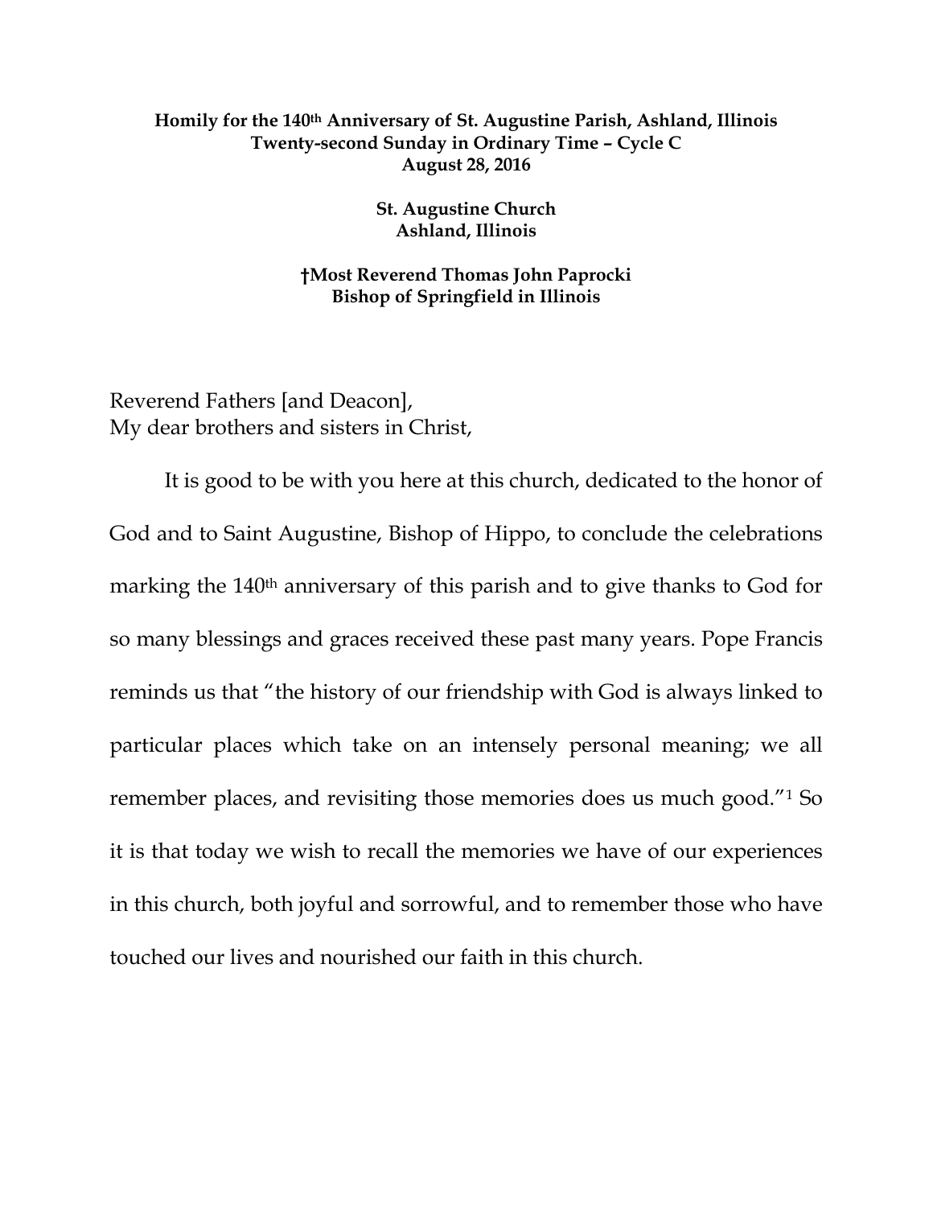**Homily for the 140th Anniversary of St. Augustine Parish, Ashland, Illinois**
**Twenty-second Sunday in Ordinary Time – Cycle C**
**August 28, 2016**

**St. Augustine Church**
**Ashland, Illinois**

**†Most Reverend Thomas John Paprocki**
**Bishop of Springfield in Illinois**

Reverend Fathers [and Deacon],
My dear brothers and sisters in Christ,

It is good to be with you here at this church, dedicated to the honor of God and to Saint Augustine, Bishop of Hippo, to conclude the celebrations marking the 140th anniversary of this parish and to give thanks to God for so many blessings and graces received these past many years. Pope Francis reminds us that "the history of our friendship with God is always linked to particular places which take on an intensely personal meaning; we all remember places, and revisiting those memories does us much good."[1] So it is that today we wish to recall the memories we have of our experiences in this church, both joyful and sorrowful, and to remember those who have touched our lives and nourished our faith in this church.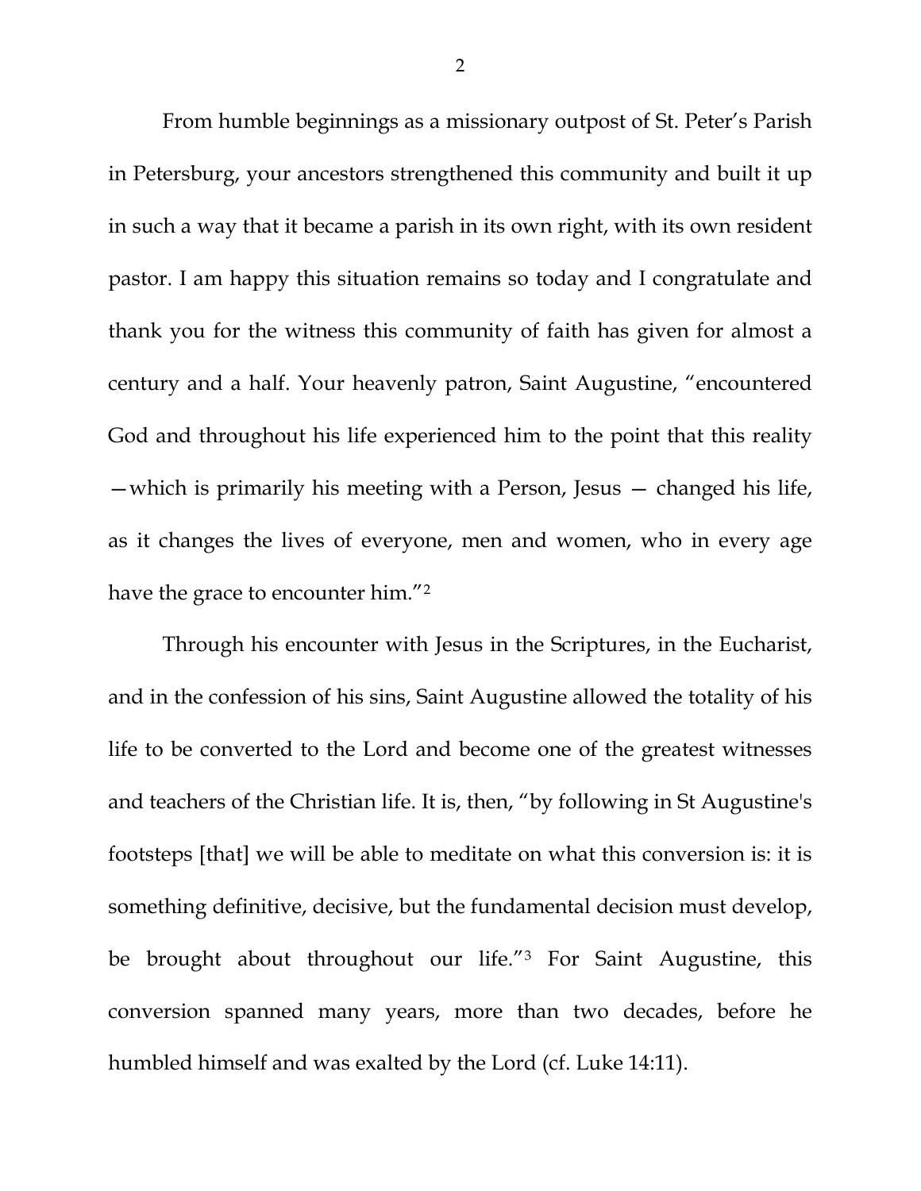From humble beginnings as a missionary outpost of St. Peter's Parish in Petersburg, your ancestors strengthened this community and built it up in such a way that it became a parish in its own right, with its own resident pastor. I am happy this situation remains so today and I congratulate and thank you for the witness this community of faith has given for almost a century and a half. Your heavenly patron, Saint Augustine, "encountered God and throughout his life experienced him to the point that this reality —which is primarily his meeting with a Person, Jesus — changed his life, as it changes the lives of everyone, men and women, who in every age have the grace to encounter him."[2]

Through his encounter with Jesus in the Scriptures, in the Eucharist, and in the confession of his sins, Saint Augustine allowed the totality of his life to be converted to the Lord and become one of the greatest witnesses and teachers of the Christian life. It is, then, "by following in St Augustine's footsteps [that] we will be able to meditate on what this conversion is: it is something definitive, decisive, but the fundamental decision must develop, be brought about throughout our life."[3] For Saint Augustine, this conversion spanned many years, more than two decades, before he humbled himself and was exalted by the Lord (cf. Luke 14:11).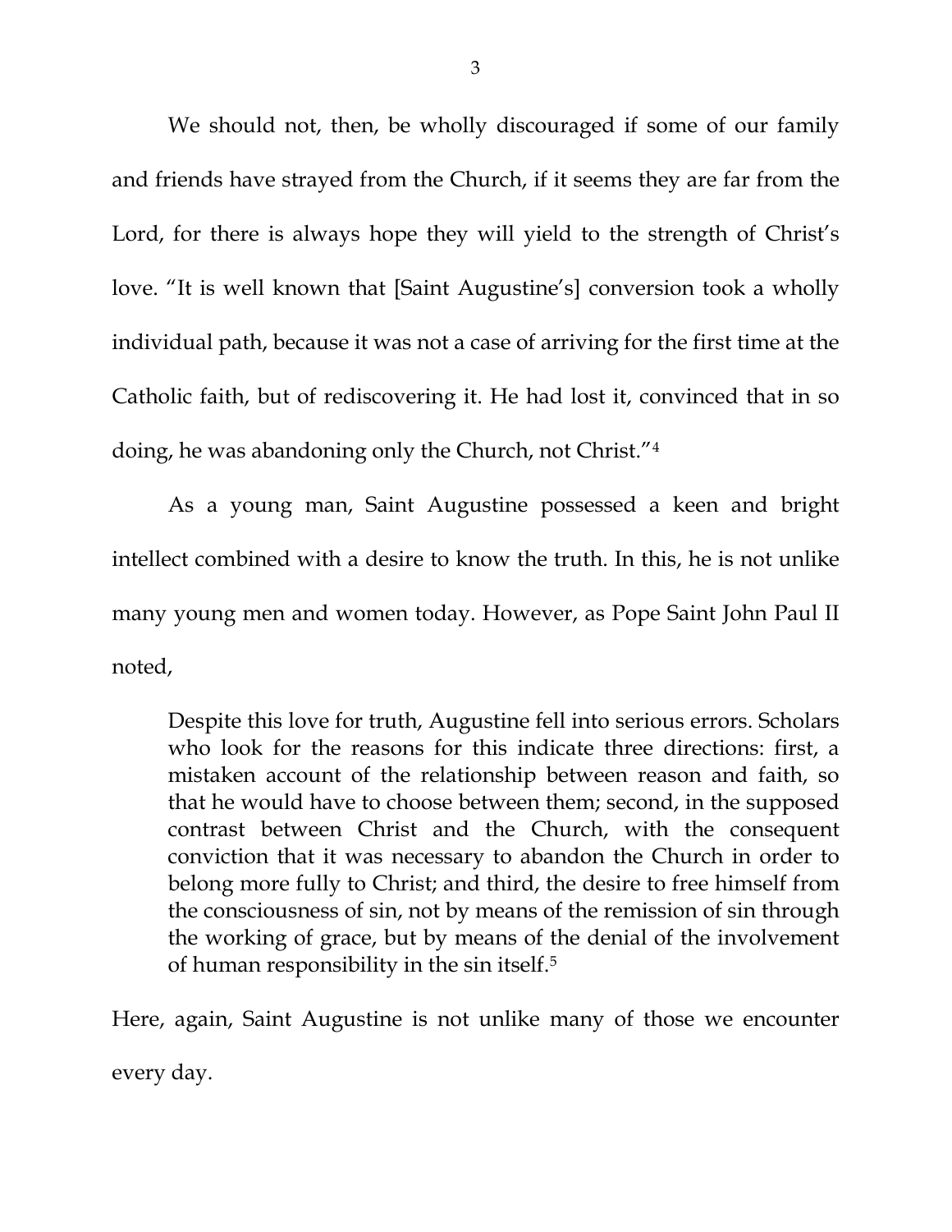We should not, then, be wholly discouraged if some of our family and friends have strayed from the Church, if it seems they are far from the Lord, for there is always hope they will yield to the strength of Christ's love. "It is well known that [Saint Augustine's] conversion took a wholly individual path, because it was not a case of arriving for the first time at the Catholic faith, but of rediscovering it. He had lost it, convinced that in so doing, he was abandoning only the Church, not Christ."[4]

As a young man, Saint Augustine possessed a keen and bright intellect combined with a desire to know the truth. In this, he is not unlike many young men and women today. However, as Pope Saint John Paul II noted,

> Despite this love for truth, Augustine fell into serious errors. Scholars who look for the reasons for this indicate three directions: first, a mistaken account of the relationship between reason and faith, so that he would have to choose between them; second, in the supposed contrast between Christ and the Church, with the consequent conviction that it was necessary to abandon the Church in order to belong more fully to Christ; and third, the desire to free himself from the consciousness of sin, not by means of the remission of sin through the working of grace, but by means of the denial of the involvement of human responsibility in the sin itself.[5]

Here, again, Saint Augustine is not unlike many of those we encounter every day.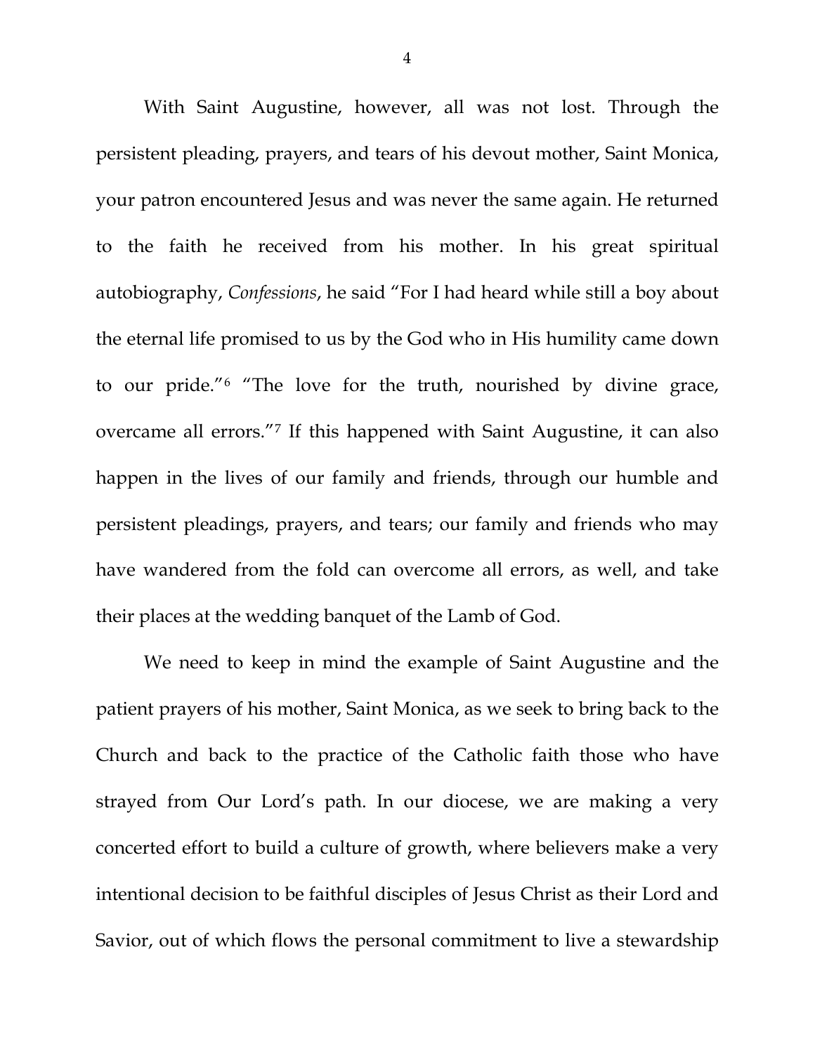With Saint Augustine, however, all was not lost. Through the persistent pleading, prayers, and tears of his devout mother, Saint Monica, your patron encountered Jesus and was never the same again. He returned to the faith he received from his mother. In his great spiritual autobiography, *Confessions*, he said "For I had heard while still a boy about the eternal life promised to us by the God who in His humility came down to our pride."[6] "The love for the truth, nourished by divine grace, overcame all errors."[7] If this happened with Saint Augustine, it can also happen in the lives of our family and friends, through our humble and persistent pleadings, prayers, and tears; our family and friends who may have wandered from the fold can overcome all errors, as well, and take their places at the wedding banquet of the Lamb of God.

We need to keep in mind the example of Saint Augustine and the patient prayers of his mother, Saint Monica, as we seek to bring back to the Church and back to the practice of the Catholic faith those who have strayed from Our Lord's path. In our diocese, we are making a very concerted effort to build a culture of growth, where believers make a very intentional decision to be faithful disciples of Jesus Christ as their Lord and Savior, out of which flows the personal commitment to live a stewardship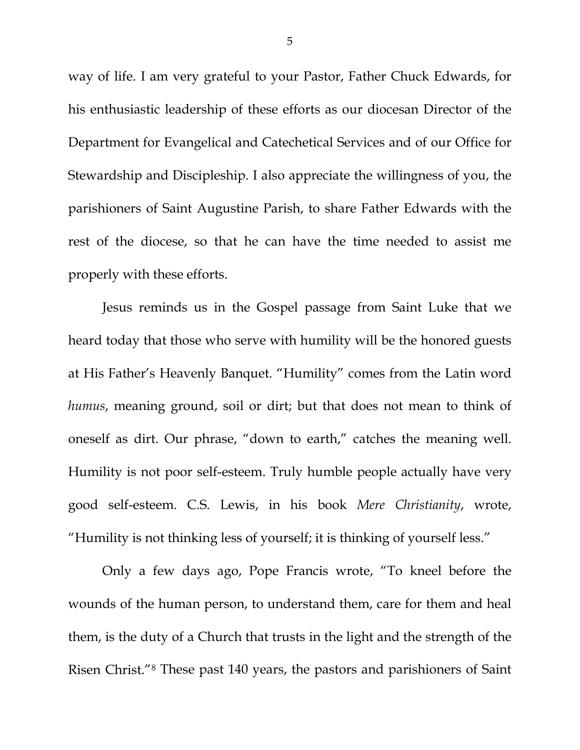way of life. I am very grateful to your Pastor, Father Chuck Edwards, for his enthusiastic leadership of these efforts as our diocesan Director of the Department for Evangelical and Catechetical Services and of our Office for Stewardship and Discipleship. I also appreciate the willingness of you, the parishioners of Saint Augustine Parish, to share Father Edwards with the rest of the diocese, so that he can have the time needed to assist me properly with these efforts.

Jesus reminds us in the Gospel passage from Saint Luke that we heard today that those who serve with humility will be the honored guests at His Father's Heavenly Banquet. "Humility" comes from the Latin word *humus*, meaning ground, soil or dirt; but that does not mean to think of oneself as dirt. Our phrase, "down to earth," catches the meaning well. Humility is not poor self-esteem. Truly humble people actually have very good self-esteem. C.S. Lewis, in his book *Mere Christianity*, wrote, "Humility is not thinking less of yourself; it is thinking of yourself less."

Only a few days ago, Pope Francis wrote, "To kneel before the wounds of the human person, to understand them, care for them and heal them, is the duty of a Church that trusts in the light and the strength of the Risen Christ."[8] These past 140 years, the pastors and parishioners of Saint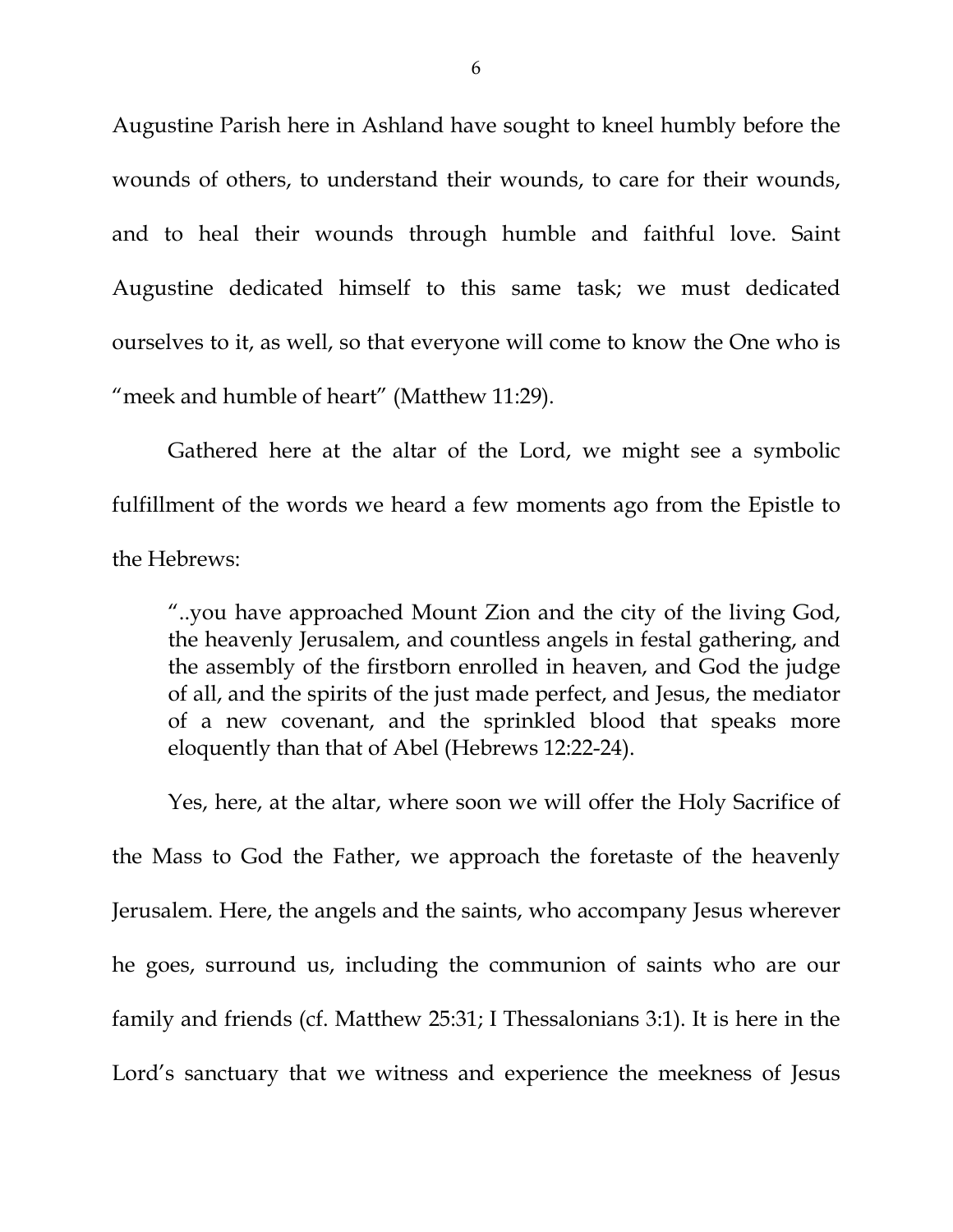Augustine Parish here in Ashland have sought to kneel humbly before the wounds of others, to understand their wounds, to care for their wounds, and to heal their wounds through humble and faithful love. Saint Augustine dedicated himself to this same task; we must dedicated ourselves to it, as well, so that everyone will come to know the One who is "meek and humble of heart" (Matthew 11:29).

Gathered here at the altar of the Lord, we might see a symbolic fulfillment of the words we heard a few moments ago from the Epistle to the Hebrews:

> "..you have approached Mount Zion and the city of the living God, the heavenly Jerusalem, and countless angels in festal gathering, and the assembly of the firstborn enrolled in heaven, and God the judge of all, and the spirits of the just made perfect, and Jesus, the mediator of a new covenant, and the sprinkled blood that speaks more eloquently than that of Abel (Hebrews 12:22-24).

Yes, here, at the altar, where soon we will offer the Holy Sacrifice of the Mass to God the Father, we approach the foretaste of the heavenly Jerusalem. Here, the angels and the saints, who accompany Jesus wherever he goes, surround us, including the communion of saints who are our family and friends (cf. Matthew 25:31; I Thessalonians 3:1). It is here in the Lord's sanctuary that we witness and experience the meekness of Jesus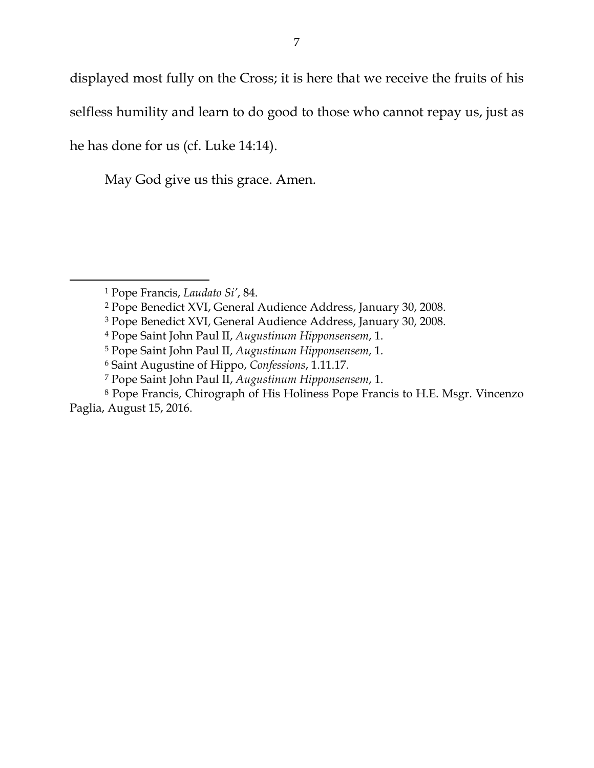displayed most fully on the Cross; it is here that we receive the fruits of his selfless humility and learn to do good to those who cannot repay us, just as he has done for us (cf. Luke 14:14).

May God give us this grace. Amen.

---

[1] Pope Francis, *Laudato Si'*, 84.

[2] Pope Benedict XVI, General Audience Address, January 30, 2008.

[3] Pope Benedict XVI, General Audience Address, January 30, 2008.

[4] Pope Saint John Paul II, *Augustinum Hipponsensem*, 1.

[5] Pope Saint John Paul II, *Augustinum Hipponsensem*, 1.

[6] Saint Augustine of Hippo, *Confessions*, 1.11.17.

[7] Pope Saint John Paul II, *Augustinum Hipponsensem*, 1.

[8] Pope Francis, Chirograph of His Holiness Pope Francis to H.E. Msgr. Vincenzo Paglia, August 15, 2016.